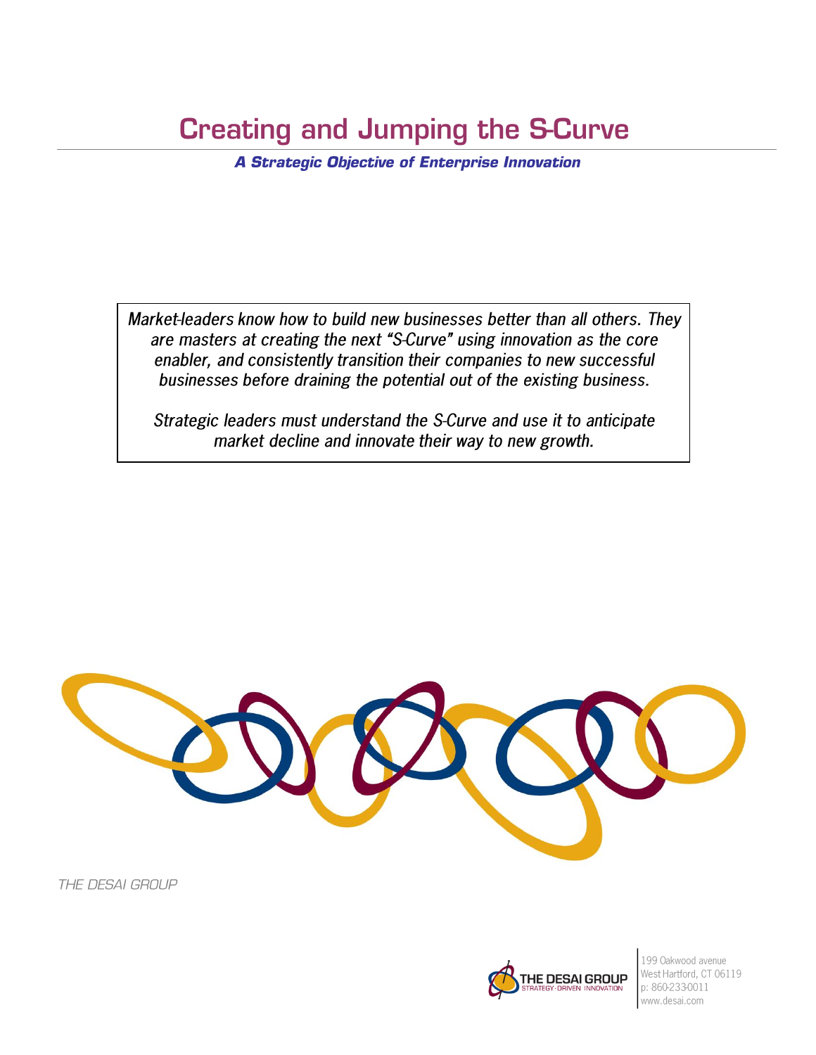# Creating and Jumping the S-Curve

***A Strategic Objective of Enterprise Innovation***

*Market-leaders know how to build new businesses better than all others. They are masters at creating the next "S-Curve" using innovation as the core enabler, and consistently transition their companies to new successful businesses before draining the potential out of the existing business.*

*Strategic leaders must understand the S-Curve and use it to anticipate market decline and innovate their way to new growth.*

*THE DESAI GROUP*

THE DESAI GROUP
STRATEGY-DRIVEN INNOVATION

199 Oakwood avenue
West Hartford, CT 06119
p: 860-233-0011
www.desai.com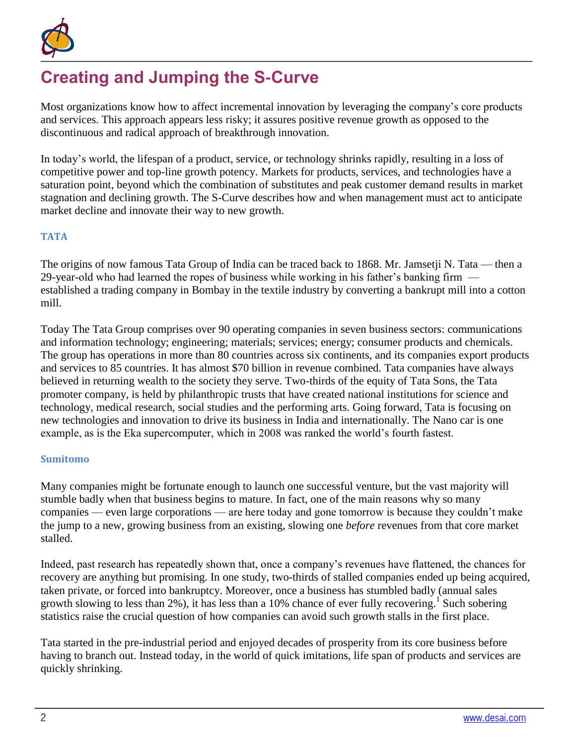# Creating and Jumping the S-Curve

Most organizations know how to affect incremental innovation by leveraging the company's core products and services. This approach appears less risky; it assures positive revenue growth as opposed to the discontinuous and radical approach of breakthrough innovation.

In today's world, the lifespan of a product, service, or technology shrinks rapidly, resulting in a loss of competitive power and top-line growth potency. Markets for products, services, and technologies have a saturation point, beyond which the combination of substitutes and peak customer demand results in market stagnation and declining growth. The S-Curve describes how and when management must act to anticipate market decline and innovate their way to new growth.

### TATA

The origins of now famous Tata Group of India can be traced back to 1868. Mr. Jamsetji N. Tata — then a 29-year-old who had learned the ropes of business while working in his father's banking firm — established a trading company in Bombay in the textile industry by converting a bankrupt mill into a cotton mill.

Today The Tata Group comprises over 90 operating companies in seven business sectors: communications and information technology; engineering; materials; services; energy; consumer products and chemicals. The group has operations in more than 80 countries across six continents, and its companies export products and services to 85 countries. It has almost $70 billion in revenue combined. Tata companies have always believed in returning wealth to the society they serve. Two-thirds of the equity of Tata Sons, the Tata promoter company, is held by philanthropic trusts that have created national institutions for science and technology, medical research, social studies and the performing arts. Going forward, Tata is focusing on new technologies and innovation to drive its business in India and internationally. The Nano car is one example, as is the Eka supercomputer, which in 2008 was ranked the world's fourth fastest.

### Sumitomo

Many companies might be fortunate enough to launch one successful venture, but the vast majority will stumble badly when that business begins to mature. In fact, one of the main reasons why so many companies — even large corporations — are here today and gone tomorrow is because they couldn't make the jump to a new, growing business from an existing, slowing one *before* revenues from that core market stalled.

Indeed, past research has repeatedly shown that, once a company's revenues have flattened, the chances for recovery are anything but promising. In one study, two-thirds of stalled companies ended up being acquired, taken private, or forced into bankruptcy. Moreover, once a business has stumbled badly (annual sales growth slowing to less than 2%), it has less than a 10% chance of ever fully recovering.[1] Such sobering statistics raise the crucial question of how companies can avoid such growth stalls in the first place.

Tata started in the pre-industrial period and enjoyed decades of prosperity from its core business before having to branch out. Instead today, in the world of quick imitations, life span of products and services are quickly shrinking.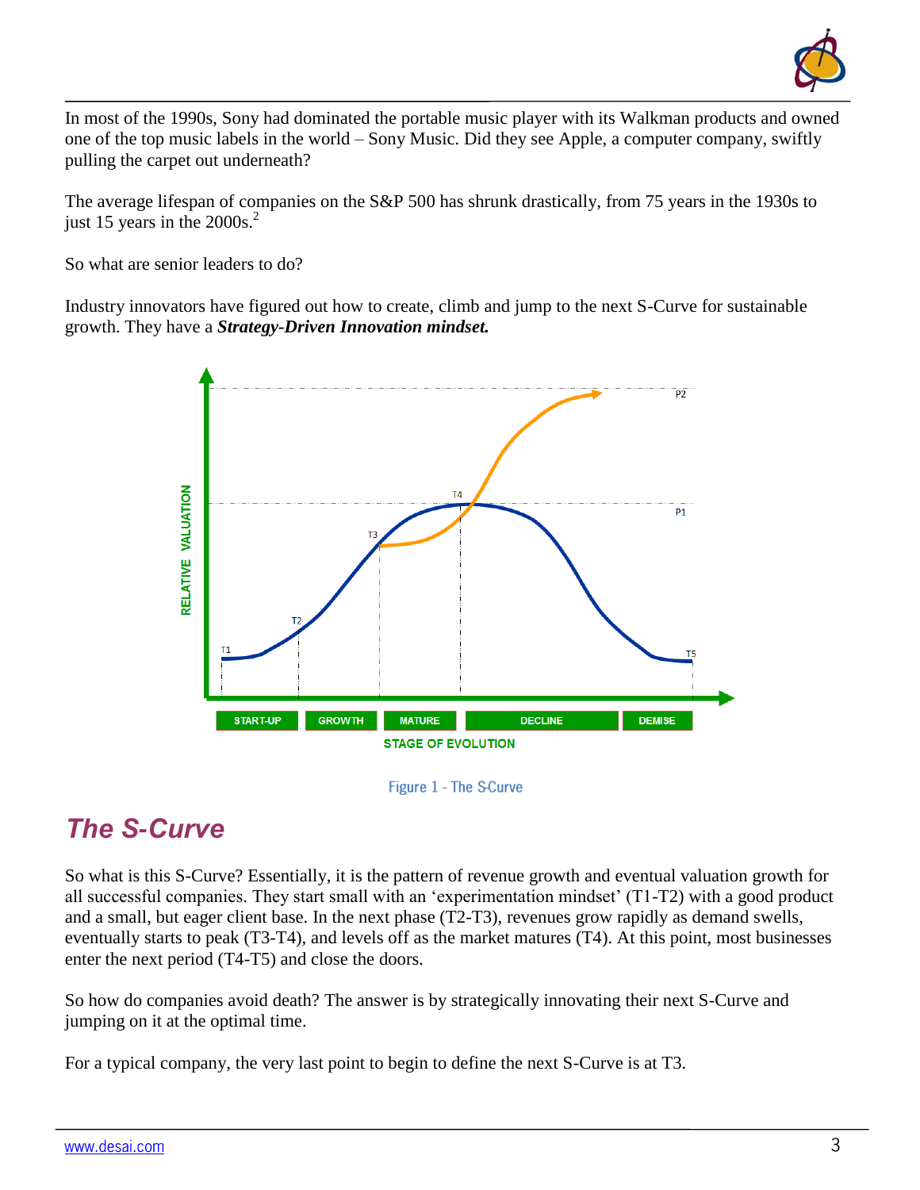In most of the 1990s, Sony had dominated the portable music player with its Walkman products and owned one of the top music labels in the world – Sony Music. Did they see Apple, a computer company, swiftly pulling the carpet out underneath?

The average lifespan of companies on the S&P 500 has shrunk drastically, from 75 years in the 1930s to just 15 years in the 2000s.[2]

So what are senior leaders to do?

Industry innovators have figured out how to create, climb and jump to the next S-Curve for sustainable growth. They have a ***Strategy-Driven Innovation mindset.***

Figure 1 - The S-Curve

## *The S-Curve*

So what is this S-Curve? Essentially, it is the pattern of revenue growth and eventual valuation growth for all successful companies. They start small with an 'experimentation mindset' (T1-T2) with a good product and a small, but eager client base. In the next phase (T2-T3), revenues grow rapidly as demand swells, eventually starts to peak (T3-T4), and levels off as the market matures (T4). At this point, most businesses enter the next period (T4-T5) and close the doors.

So how do companies avoid death? The answer is by strategically innovating their next S-Curve and jumping on it at the optimal time.

For a typical company, the very last point to begin to define the next S-Curve is at T3.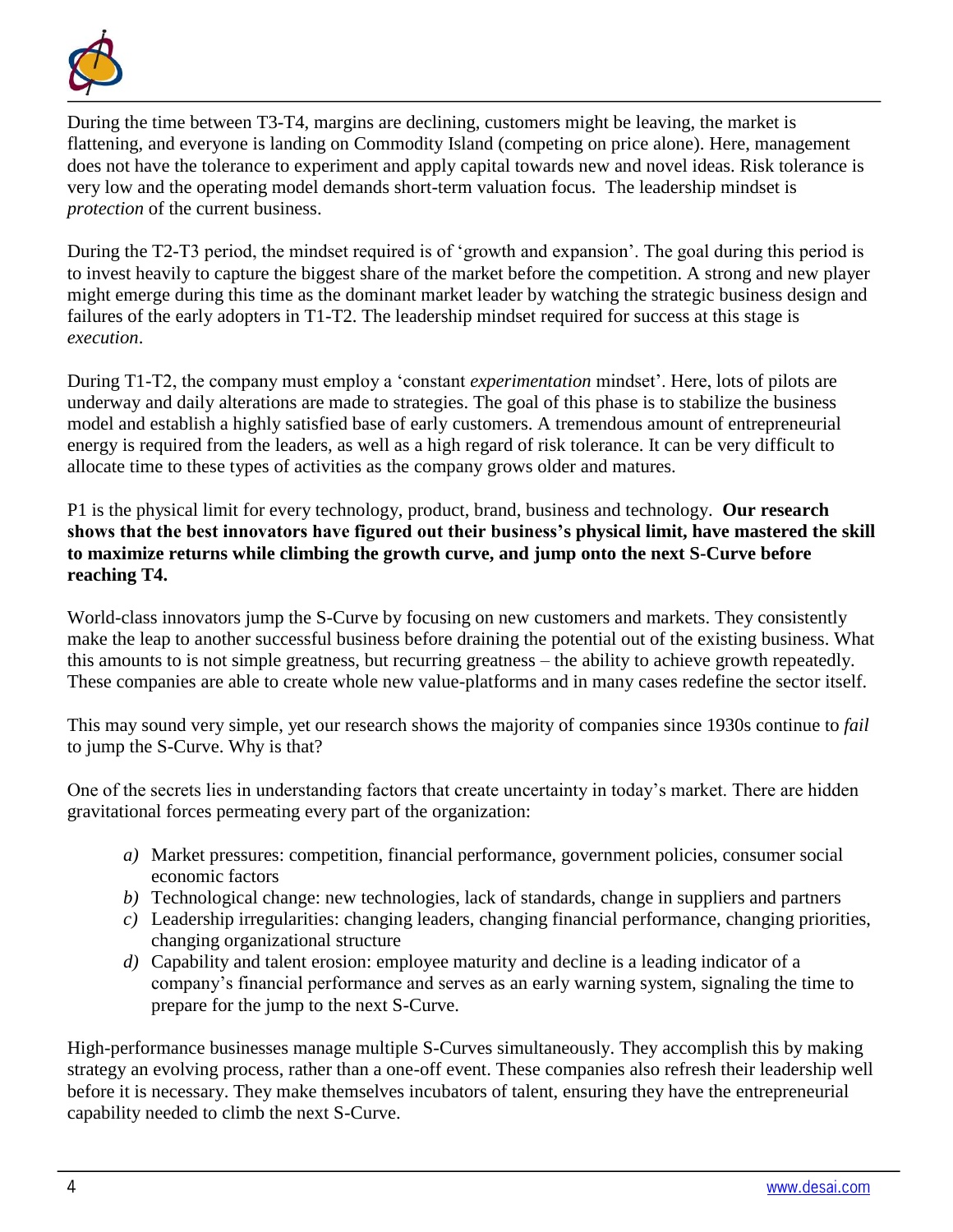During the time between T3-T4, margins are declining, customers might be leaving, the market is flattening, and everyone is landing on Commodity Island (competing on price alone). Here, management does not have the tolerance to experiment and apply capital towards new and novel ideas. Risk tolerance is very low and the operating model demands short-term valuation focus. The leadership mindset is *protection* of the current business.

During the T2-T3 period, the mindset required is of 'growth and expansion'. The goal during this period is to invest heavily to capture the biggest share of the market before the competition. A strong and new player might emerge during this time as the dominant market leader by watching the strategic business design and failures of the early adopters in T1-T2. The leadership mindset required for success at this stage is *execution*.

During T1-T2, the company must employ a 'constant *experimentation* mindset'. Here, lots of pilots are underway and daily alterations are made to strategies. The goal of this phase is to stabilize the business model and establish a highly satisfied base of early customers. A tremendous amount of entrepreneurial energy is required from the leaders, as well as a high regard of risk tolerance. It can be very difficult to allocate time to these types of activities as the company grows older and matures.

P1 is the physical limit for every technology, product, brand, business and technology. **Our research shows that the best innovators have figured out their business's physical limit, have mastered the skill to maximize returns while climbing the growth curve, and jump onto the next S-Curve before reaching T4.**

World-class innovators jump the S-Curve by focusing on new customers and markets. They consistently make the leap to another successful business before draining the potential out of the existing business. What this amounts to is not simple greatness, but recurring greatness – the ability to achieve growth repeatedly. These companies are able to create whole new value-platforms and in many cases redefine the sector itself.

This may sound very simple, yet our research shows the majority of companies since 1930s continue to *fail* to jump the S-Curve. Why is that?

One of the secrets lies in understanding factors that create uncertainty in today's market. There are hidden gravitational forces permeating every part of the organization:

*a)* Market pressures: competition, financial performance, government policies, consumer social economic factors

*b)* Technological change: new technologies, lack of standards, change in suppliers and partners

*c)* Leadership irregularities: changing leaders, changing financial performance, changing priorities, changing organizational structure

*d)* Capability and talent erosion: employee maturity and decline is a leading indicator of a company's financial performance and serves as an early warning system, signaling the time to prepare for the jump to the next S-Curve.

High-performance businesses manage multiple S-Curves simultaneously. They accomplish this by making strategy an evolving process, rather than a one-off event. These companies also refresh their leadership well before it is necessary. They make themselves incubators of talent, ensuring they have the entrepreneurial capability needed to climb the next S-Curve.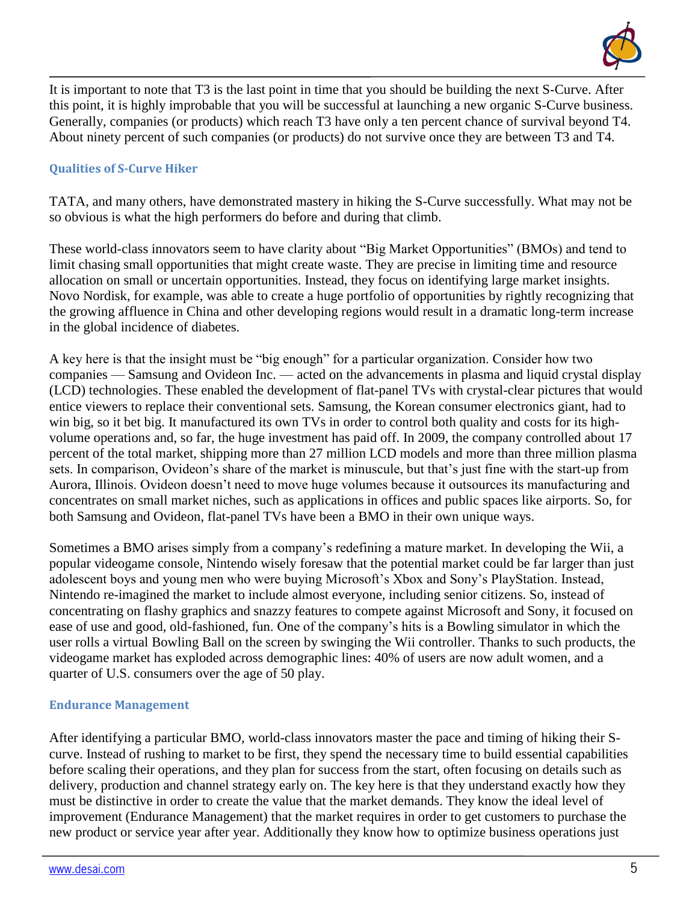It is important to note that T3 is the last point in time that you should be building the next S-Curve. After this point, it is highly improbable that you will be successful at launching a new organic S-Curve business. Generally, companies (or products) which reach T3 have only a ten percent chance of survival beyond T4. About ninety percent of such companies (or products) do not survive once they are between T3 and T4.

### Qualities of S-Curve Hiker

TATA, and many others, have demonstrated mastery in hiking the S-Curve successfully. What may not be so obvious is what the high performers do before and during that climb.

These world-class innovators seem to have clarity about "Big Market Opportunities" (BMOs) and tend to limit chasing small opportunities that might create waste. They are precise in limiting time and resource allocation on small or uncertain opportunities. Instead, they focus on identifying large market insights. Novo Nordisk, for example, was able to create a huge portfolio of opportunities by rightly recognizing that the growing affluence in China and other developing regions would result in a dramatic long-term increase in the global incidence of diabetes.

A key here is that the insight must be "big enough" for a particular organization. Consider how two companies — Samsung and Ovideon Inc. — acted on the advancements in plasma and liquid crystal display (LCD) technologies. These enabled the development of flat-panel TVs with crystal-clear pictures that would entice viewers to replace their conventional sets. Samsung, the Korean consumer electronics giant, had to win big, so it bet big. It manufactured its own TVs in order to control both quality and costs for its high-volume operations and, so far, the huge investment has paid off. In 2009, the company controlled about 17 percent of the total market, shipping more than 27 million LCD models and more than three million plasma sets. In comparison, Ovideon's share of the market is minuscule, but that's just fine with the start-up from Aurora, Illinois. Ovideon doesn't need to move huge volumes because it outsources its manufacturing and concentrates on small market niches, such as applications in offices and public spaces like airports. So, for both Samsung and Ovideon, flat-panel TVs have been a BMO in their own unique ways.

Sometimes a BMO arises simply from a company's redefining a mature market. In developing the Wii, a popular videogame console, Nintendo wisely foresaw that the potential market could be far larger than just adolescent boys and young men who were buying Microsoft's Xbox and Sony's PlayStation. Instead, Nintendo re-imagined the market to include almost everyone, including senior citizens. So, instead of concentrating on flashy graphics and snazzy features to compete against Microsoft and Sony, it focused on ease of use and good, old-fashioned, fun. One of the company's hits is a Bowling simulator in which the user rolls a virtual Bowling Ball on the screen by swinging the Wii controller. Thanks to such products, the videogame market has exploded across demographic lines: 40% of users are now adult women, and a quarter of U.S. consumers over the age of 50 play.

### Endurance Management

After identifying a particular BMO, world-class innovators master the pace and timing of hiking their S-curve. Instead of rushing to market to be first, they spend the necessary time to build essential capabilities before scaling their operations, and they plan for success from the start, often focusing on details such as delivery, production and channel strategy early on. The key here is that they understand exactly how they must be distinctive in order to create the value that the market demands. They know the ideal level of improvement (Endurance Management) that the market requires in order to get customers to purchase the new product or service year after year. Additionally they know how to optimize business operations just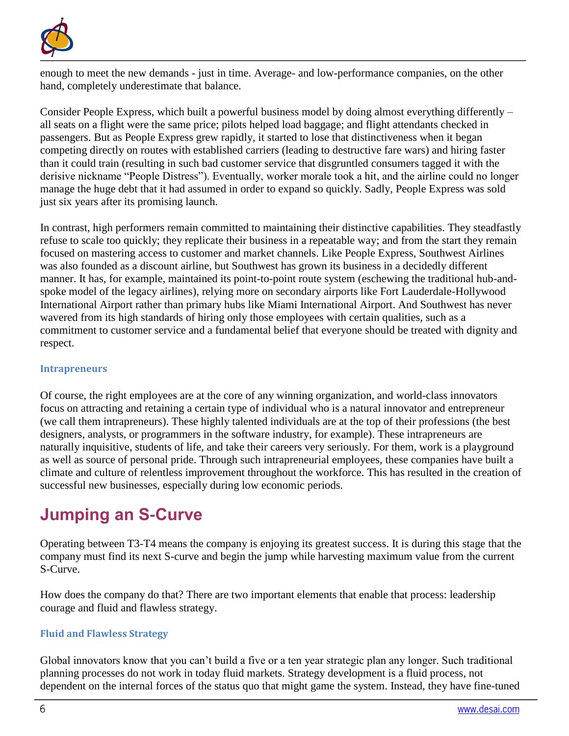enough to meet the new demands - just in time. Average- and low-performance companies, on the other hand, completely underestimate that balance.

Consider People Express, which built a powerful business model by doing almost everything differently – all seats on a flight were the same price; pilots helped load baggage; and flight attendants checked in passengers. But as People Express grew rapidly, it started to lose that distinctiveness when it began competing directly on routes with established carriers (leading to destructive fare wars) and hiring faster than it could train (resulting in such bad customer service that disgruntled consumers tagged it with the derisive nickname "People Distress"). Eventually, worker morale took a hit, and the airline could no longer manage the huge debt that it had assumed in order to expand so quickly. Sadly, People Express was sold just six years after its promising launch.

In contrast, high performers remain committed to maintaining their distinctive capabilities. They steadfastly refuse to scale too quickly; they replicate their business in a repeatable way; and from the start they remain focused on mastering access to customer and market channels. Like People Express, Southwest Airlines was also founded as a discount airline, but Southwest has grown its business in a decidedly different manner. It has, for example, maintained its point-to-point route system (eschewing the traditional hub-and-spoke model of the legacy airlines), relying more on secondary airports like Fort Lauderdale-Hollywood International Airport rather than primary hubs like Miami International Airport. And Southwest has never wavered from its high standards of hiring only those employees with certain qualities, such as a commitment to customer service and a fundamental belief that everyone should be treated with dignity and respect.

### Intrapreneurs

Of course, the right employees are at the core of any winning organization, and world-class innovators focus on attracting and retaining a certain type of individual who is a natural innovator and entrepreneur (we call them intrapreneurs). These highly talented individuals are at the top of their professions (the best designers, analysts, or programmers in the software industry, for example). These intrapreneurs are naturally inquisitive, students of life, and take their careers very seriously. For them, work is a playground as well as source of personal pride. Through such intrapreneurial employees, these companies have built a climate and culture of relentless improvement throughout the workforce. This has resulted in the creation of successful new businesses, especially during low economic periods.

## Jumping an S-Curve

Operating between T3-T4 means the company is enjoying its greatest success. It is during this stage that the company must find its next S-curve and begin the jump while harvesting maximum value from the current S-Curve.

How does the company do that? There are two important elements that enable that process: leadership courage and fluid and flawless strategy.

### Fluid and Flawless Strategy

Global innovators know that you can't build a five or a ten year strategic plan any longer. Such traditional planning processes do not work in today fluid markets. Strategy development is a fluid process, not dependent on the internal forces of the status quo that might game the system. Instead, they have fine-tuned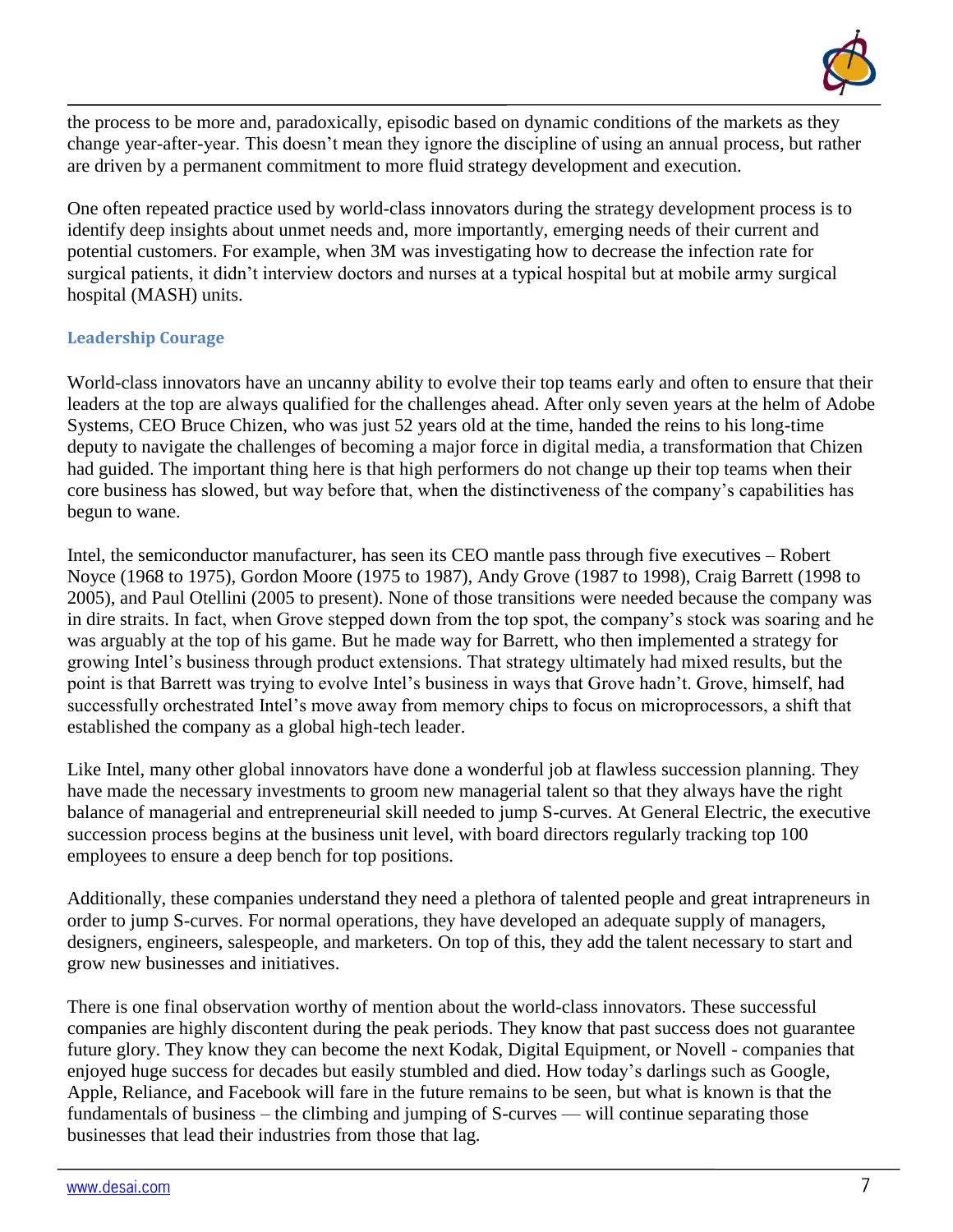the process to be more and, paradoxically, episodic based on dynamic conditions of the markets as they change year-after-year. This doesn't mean they ignore the discipline of using an annual process, but rather are driven by a permanent commitment to more fluid strategy development and execution.

One often repeated practice used by world-class innovators during the strategy development process is to identify deep insights about unmet needs and, more importantly, emerging needs of their current and potential customers. For example, when 3M was investigating how to decrease the infection rate for surgical patients, it didn't interview doctors and nurses at a typical hospital but at mobile army surgical hospital (MASH) units.

### Leadership Courage

World-class innovators have an uncanny ability to evolve their top teams early and often to ensure that their leaders at the top are always qualified for the challenges ahead. After only seven years at the helm of Adobe Systems, CEO Bruce Chizen, who was just 52 years old at the time, handed the reins to his long-time deputy to navigate the challenges of becoming a major force in digital media, a transformation that Chizen had guided. The important thing here is that high performers do not change up their top teams when their core business has slowed, but way before that, when the distinctiveness of the company's capabilities has begun to wane.

Intel, the semiconductor manufacturer, has seen its CEO mantle pass through five executives – Robert Noyce (1968 to 1975), Gordon Moore (1975 to 1987), Andy Grove (1987 to 1998), Craig Barrett (1998 to 2005), and Paul Otellini (2005 to present). None of those transitions were needed because the company was in dire straits. In fact, when Grove stepped down from the top spot, the company's stock was soaring and he was arguably at the top of his game. But he made way for Barrett, who then implemented a strategy for growing Intel's business through product extensions. That strategy ultimately had mixed results, but the point is that Barrett was trying to evolve Intel's business in ways that Grove hadn't. Grove, himself, had successfully orchestrated Intel's move away from memory chips to focus on microprocessors, a shift that established the company as a global high-tech leader.

Like Intel, many other global innovators have done a wonderful job at flawless succession planning. They have made the necessary investments to groom new managerial talent so that they always have the right balance of managerial and entrepreneurial skill needed to jump S-curves. At General Electric, the executive succession process begins at the business unit level, with board directors regularly tracking top 100 employees to ensure a deep bench for top positions.

Additionally, these companies understand they need a plethora of talented people and great intrapreneurs in order to jump S-curves. For normal operations, they have developed an adequate supply of managers, designers, engineers, salespeople, and marketers. On top of this, they add the talent necessary to start and grow new businesses and initiatives.

There is one final observation worthy of mention about the world-class innovators. These successful companies are highly discontent during the peak periods. They know that past success does not guarantee future glory. They know they can become the next Kodak, Digital Equipment, or Novell - companies that enjoyed huge success for decades but easily stumbled and died. How today's darlings such as Google, Apple, Reliance, and Facebook will fare in the future remains to be seen, but what is known is that the fundamentals of business – the climbing and jumping of S-curves — will continue separating those businesses that lead their industries from those that lag.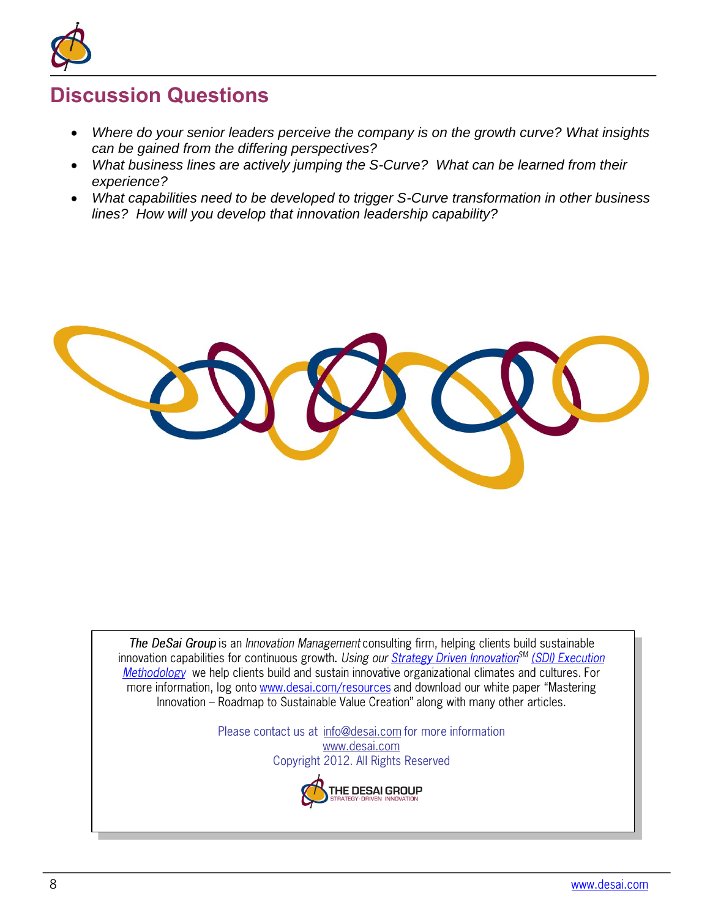## Discussion Questions

- *Where do your senior leaders perceive the company is on the growth curve? What insights can be gained from the differing perspectives?*
- *What business lines are actively jumping the S-Curve? What can be learned from their experience?*
- *What capabilities need to be developed to trigger S-Curve transformation in other business lines? How will you develop that innovation leadership capability?*

***The DeSai Group*** is an *Innovation Management* consulting firm, helping clients build sustainable innovation capabilities for continuous growth. *Using our* [*Strategy Driven Innovation*SM *(SDI) Execution Methodology*] we help clients build and sustain innovative organizational climates and cultures. For more information, log onto www.desai.com/resources and download our white paper "Mastering Innovation – Roadmap to Sustainable Value Creation" along with many other articles.

Please contact us at info@desai.com for more information
www.desai.com
Copyright 2012. All Rights Reserved

THE DESAI GROUP
STRATEGY-DRIVEN INNOVATION